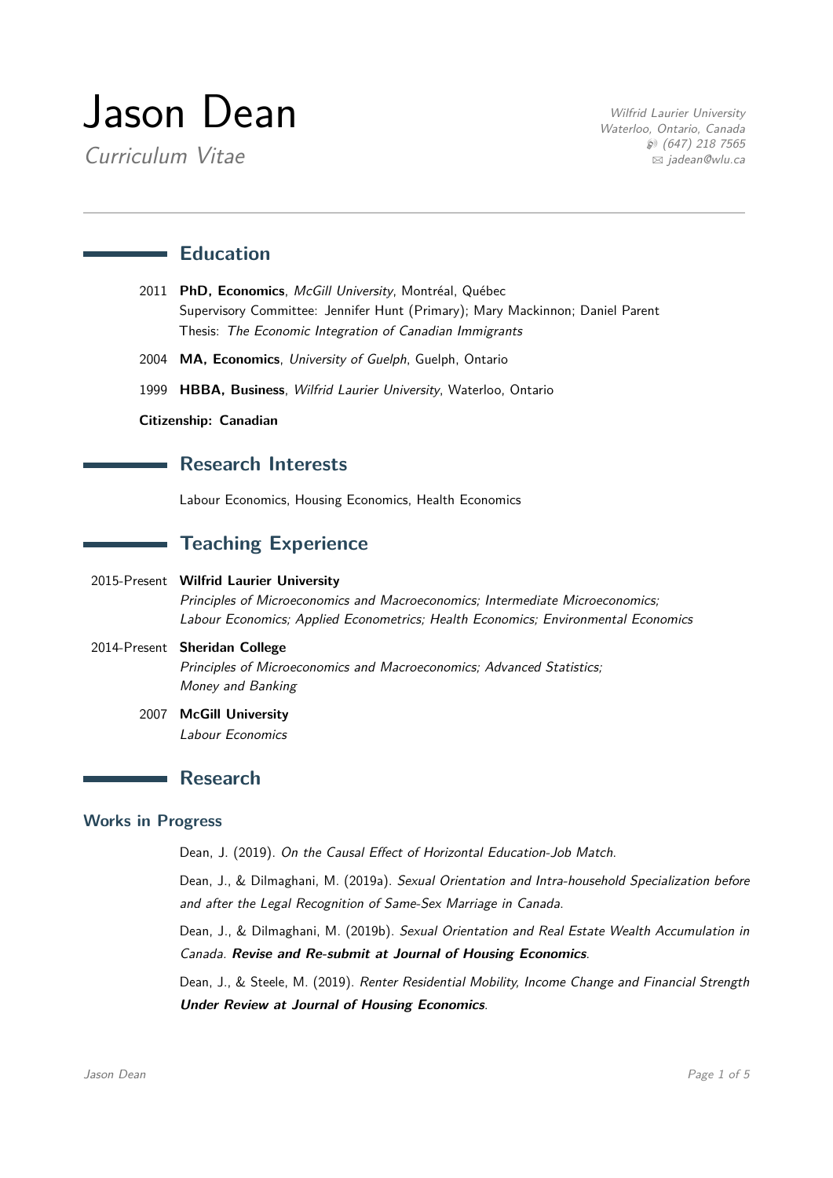# Jason Dean

*Curriculum Vitae*

*Wilfrid Laurier University*
*Waterloo, Ontario, Canada*
*(647) 218 7565*
*jadean@wlu.ca*

---

## Education

2011 **PhD, Economics**, *McGill University*, Montréal, Québec
Supervisory Committee: Jennifer Hunt (Primary); Mary Mackinnon; Daniel Parent
Thesis: *The Economic Integration of Canadian Immigrants*

2004 **MA, Economics**, *University of Guelph*, Guelph, Ontario

1999 **HBBA, Business**, *Wilfrid Laurier University*, Waterloo, Ontario

**Citizenship: Canadian**

## Research Interests

Labour Economics, Housing Economics, Health Economics

## Teaching Experience

2015-Present **Wilfrid Laurier University**
*Principles of Microeconomics and Macroeconomics; Intermediate Microeconomics; Labour Economics; Applied Econometrics; Health Economics; Environmental Economics*

2014-Present **Sheridan College**
*Principles of Microeconomics and Macroeconomics; Advanced Statistics; Money and Banking*

2007 **McGill University**
*Labour Economics*

## Research

### Works in Progress

Dean, J. (2019). *On the Causal Effect of Horizontal Education-Job Match*.

Dean, J., & Dilmaghani, M. (2019a). *Sexual Orientation and Intra-household Specialization before and after the Legal Recognition of Same-Sex Marriage in Canada*.

Dean, J., & Dilmaghani, M. (2019b). *Sexual Orientation and Real Estate Wealth Accumulation in Canada*. ***Revise and Re-submit at Journal of Housing Economics***.

Dean, J., & Steele, M. (2019). *Renter Residential Mobility, Income Change and Financial Strength* ***Under Review at Journal of Housing Economics***.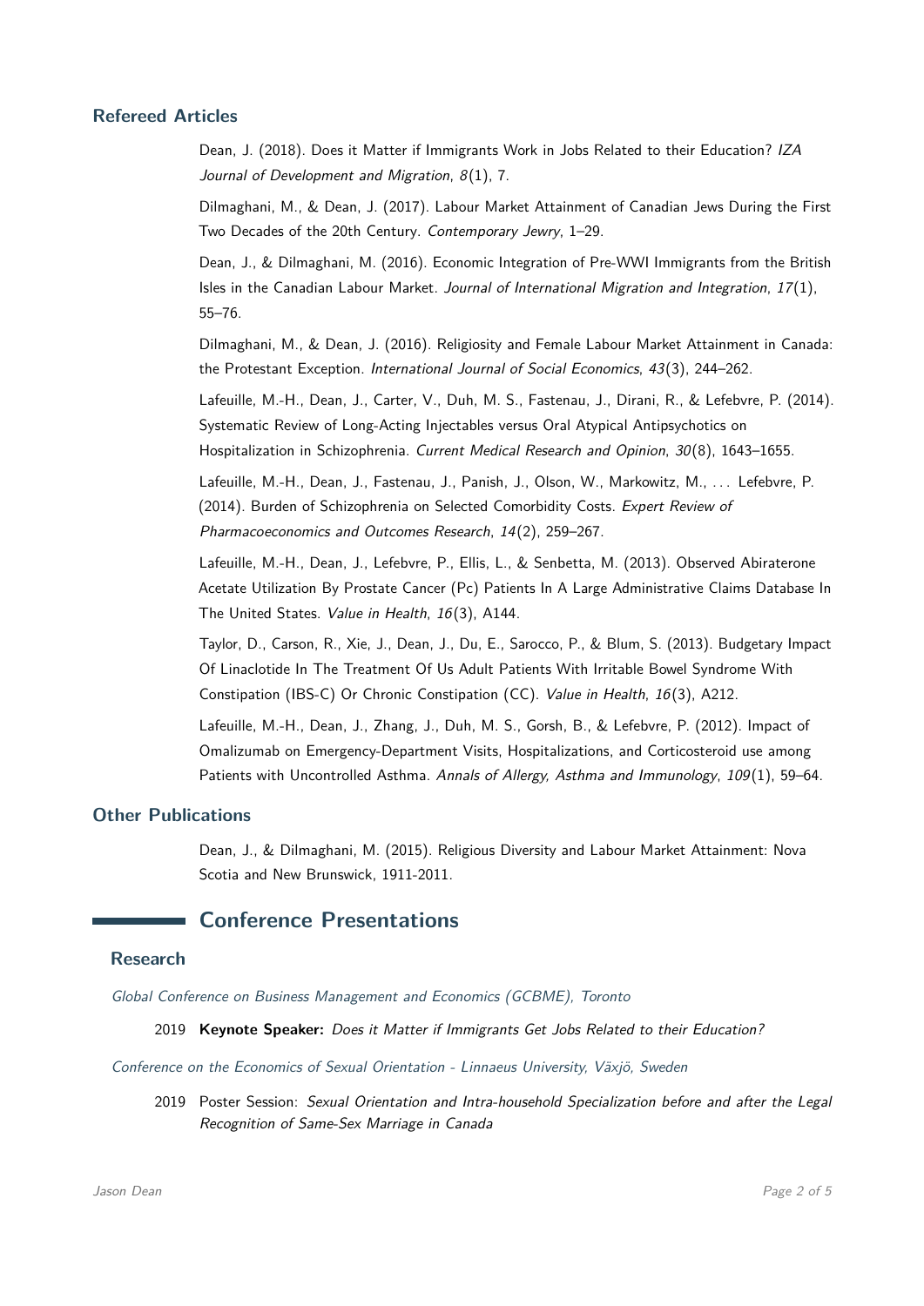### Refereed Articles

Dean, J. (2018). Does it Matter if Immigrants Work in Jobs Related to their Education? *IZA Journal of Development and Migration*, *8*(1), 7.

Dilmaghani, M., & Dean, J. (2017). Labour Market Attainment of Canadian Jews During the First Two Decades of the 20th Century. *Contemporary Jewry*, 1–29.

Dean, J., & Dilmaghani, M. (2016). Economic Integration of Pre-WWI Immigrants from the British Isles in the Canadian Labour Market. *Journal of International Migration and Integration*, *17*(1), 55–76.

Dilmaghani, M., & Dean, J. (2016). Religiosity and Female Labour Market Attainment in Canada: the Protestant Exception. *International Journal of Social Economics*, *43*(3), 244–262.

Lafeuille, M.-H., Dean, J., Carter, V., Duh, M. S., Fastenau, J., Dirani, R., & Lefebvre, P. (2014). Systematic Review of Long-Acting Injectables versus Oral Atypical Antipsychotics on Hospitalization in Schizophrenia. *Current Medical Research and Opinion*, *30*(8), 1643–1655.

Lafeuille, M.-H., Dean, J., Fastenau, J., Panish, J., Olson, W., Markowitz, M., . . . Lefebvre, P. (2014). Burden of Schizophrenia on Selected Comorbidity Costs. *Expert Review of Pharmacoeconomics and Outcomes Research*, *14*(2), 259–267.

Lafeuille, M.-H., Dean, J., Lefebvre, P., Ellis, L., & Senbetta, M. (2013). Observed Abiraterone Acetate Utilization By Prostate Cancer (Pc) Patients In A Large Administrative Claims Database In The United States. *Value in Health*, *16*(3), A144.

Taylor, D., Carson, R., Xie, J., Dean, J., Du, E., Sarocco, P., & Blum, S. (2013). Budgetary Impact Of Linaclotide In The Treatment Of Us Adult Patients With Irritable Bowel Syndrome With Constipation (IBS-C) Or Chronic Constipation (CC). *Value in Health*, *16*(3), A212.

Lafeuille, M.-H., Dean, J., Zhang, J., Duh, M. S., Gorsh, B., & Lefebvre, P. (2012). Impact of Omalizumab on Emergency-Department Visits, Hospitalizations, and Corticosteroid use among Patients with Uncontrolled Asthma. *Annals of Allergy, Asthma and Immunology*, *109*(1), 59–64.

### Other Publications

Dean, J., & Dilmaghani, M. (2015). Religious Diversity and Labour Market Attainment: Nova Scotia and New Brunswick, 1911-2011.

## Conference Presentations

### Research

*Global Conference on Business Management and Economics (GCBME), Toronto*

2019 **Keynote Speaker:** *Does it Matter if Immigrants Get Jobs Related to their Education?*

*Conference on the Economics of Sexual Orientation - Linnaeus University, Växjö, Sweden*

2019 Poster Session: *Sexual Orientation and Intra-household Specialization before and after the Legal Recognition of Same-Sex Marriage in Canada*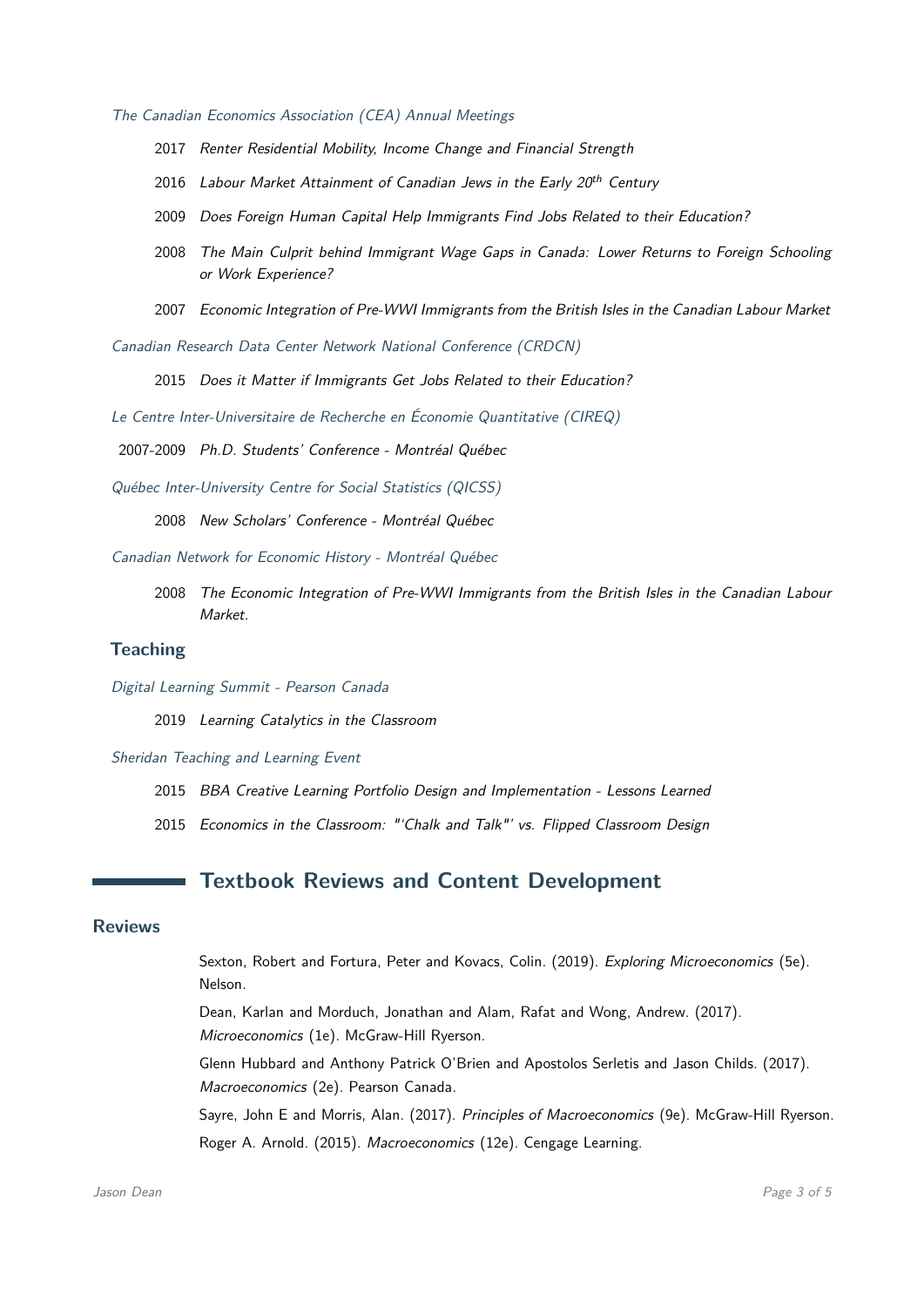*The Canadian Economics Association (CEA) Annual Meetings*

- 2017 *Renter Residential Mobility, Income Change and Financial Strength*
- 2016 *Labour Market Attainment of Canadian Jews in the Early 20th Century*
- 2009 *Does Foreign Human Capital Help Immigrants Find Jobs Related to their Education?*
- 2008 *The Main Culprit behind Immigrant Wage Gaps in Canada: Lower Returns to Foreign Schooling or Work Experience?*
- 2007 *Economic Integration of Pre-WWI Immigrants from the British Isles in the Canadian Labour Market*

*Canadian Research Data Center Network National Conference (CRDCN)*

- 2015 *Does it Matter if Immigrants Get Jobs Related to their Education?*

*Le Centre Inter-Universitaire de Recherche en Économie Quantitative (CIREQ)*

- 2007-2009 *Ph.D. Students' Conference - Montréal Québec*

*Québec Inter-University Centre for Social Statistics (QICSS)*

- 2008 *New Scholars' Conference - Montréal Québec*

*Canadian Network for Economic History - Montréal Québec*

- 2008 *The Economic Integration of Pre-WWI Immigrants from the British Isles in the Canadian Labour Market.*

### Teaching

*Digital Learning Summit - Pearson Canada*

- 2019 *Learning Catalytics in the Classroom*

*Sheridan Teaching and Learning Event*

- 2015 *BBA Creative Learning Portfolio Design and Implementation - Lessons Learned*
- 2015 *Economics in the Classroom: "'Chalk and Talk"' vs. Flipped Classroom Design*

## Textbook Reviews and Content Development

### Reviews

Sexton, Robert and Fortura, Peter and Kovacs, Colin. (2019). *Exploring Microeconomics* (5e). Nelson.

Dean, Karlan and Morduch, Jonathan and Alam, Rafat and Wong, Andrew. (2017). *Microeconomics* (1e). McGraw-Hill Ryerson.

Glenn Hubbard and Anthony Patrick O'Brien and Apostolos Serletis and Jason Childs. (2017). *Macroeconomics* (2e). Pearson Canada.

Sayre, John E and Morris, Alan. (2017). *Principles of Macroeconomics* (9e). McGraw-Hill Ryerson.

Roger A. Arnold. (2015). *Macroeconomics* (12e). Cengage Learning.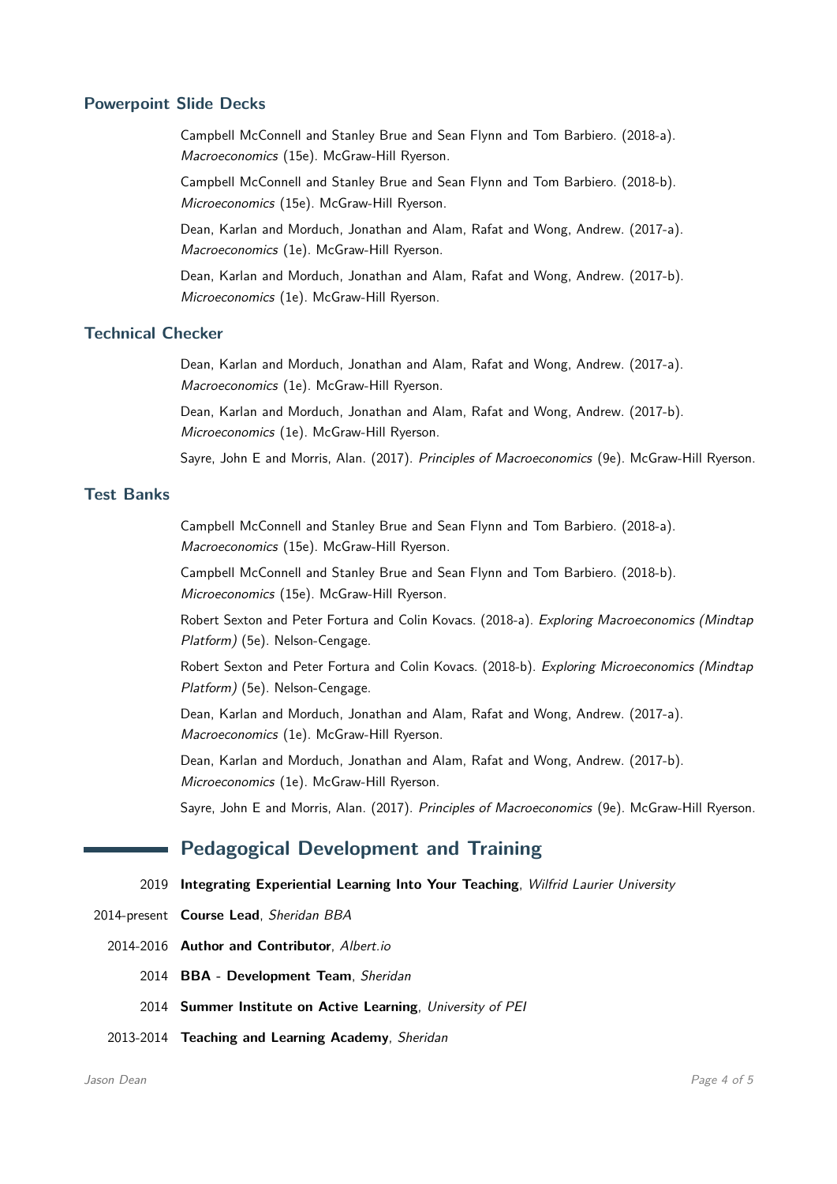### Powerpoint Slide Decks

Campbell McConnell and Stanley Brue and Sean Flynn and Tom Barbiero. (2018-a). *Macroeconomics* (15e). McGraw-Hill Ryerson.

Campbell McConnell and Stanley Brue and Sean Flynn and Tom Barbiero. (2018-b). *Microeconomics* (15e). McGraw-Hill Ryerson.

Dean, Karlan and Morduch, Jonathan and Alam, Rafat and Wong, Andrew. (2017-a). *Macroeconomics* (1e). McGraw-Hill Ryerson.

Dean, Karlan and Morduch, Jonathan and Alam, Rafat and Wong, Andrew. (2017-b). *Microeconomics* (1e). McGraw-Hill Ryerson.

### Technical Checker

Dean, Karlan and Morduch, Jonathan and Alam, Rafat and Wong, Andrew. (2017-a). *Macroeconomics* (1e). McGraw-Hill Ryerson.

Dean, Karlan and Morduch, Jonathan and Alam, Rafat and Wong, Andrew. (2017-b). *Microeconomics* (1e). McGraw-Hill Ryerson.

Sayre, John E and Morris, Alan. (2017). *Principles of Macroeconomics* (9e). McGraw-Hill Ryerson.

### Test Banks

Campbell McConnell and Stanley Brue and Sean Flynn and Tom Barbiero. (2018-a). *Macroeconomics* (15e). McGraw-Hill Ryerson.

Campbell McConnell and Stanley Brue and Sean Flynn and Tom Barbiero. (2018-b). *Microeconomics* (15e). McGraw-Hill Ryerson.

Robert Sexton and Peter Fortura and Colin Kovacs. (2018-a). *Exploring Macroeconomics (Mindtap Platform)* (5e). Nelson-Cengage.

Robert Sexton and Peter Fortura and Colin Kovacs. (2018-b). *Exploring Microeconomics (Mindtap Platform)* (5e). Nelson-Cengage.

Dean, Karlan and Morduch, Jonathan and Alam, Rafat and Wong, Andrew. (2017-a). *Macroeconomics* (1e). McGraw-Hill Ryerson.

Dean, Karlan and Morduch, Jonathan and Alam, Rafat and Wong, Andrew. (2017-b). *Microeconomics* (1e). McGraw-Hill Ryerson.

Sayre, John E and Morris, Alan. (2017). *Principles of Macroeconomics* (9e). McGraw-Hill Ryerson.

## Pedagogical Development and Training

- 2019 **Integrating Experiential Learning Into Your Teaching**, *Wilfrid Laurier University*
- 2014-present **Course Lead**, *Sheridan BBA*
- 2014-2016 **Author and Contributor**, *Albert.io*
- 2014 **BBA - Development Team**, *Sheridan*
- 2014 **Summer Institute on Active Learning**, *University of PEI*
- 2013-2014 **Teaching and Learning Academy**, *Sheridan*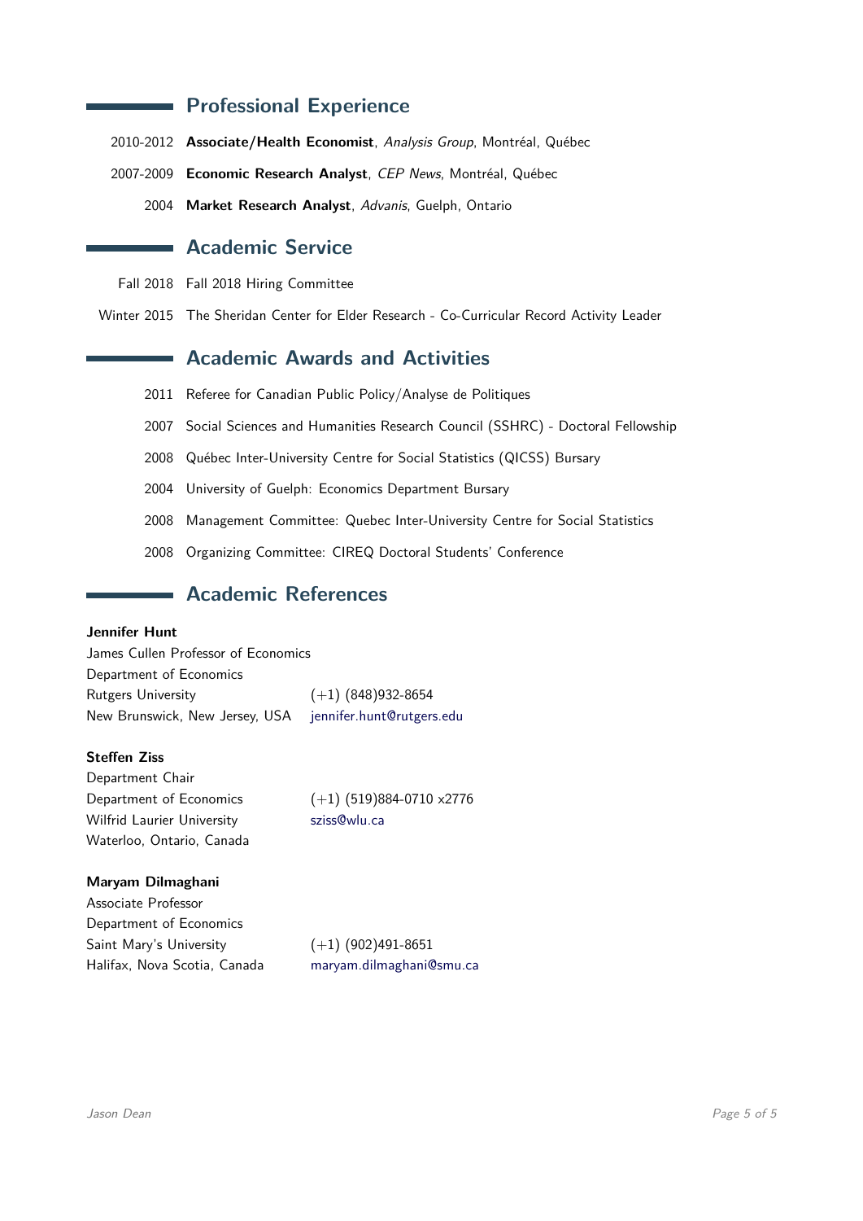## Professional Experience

2010-2012 **Associate/Health Economist**, *Analysis Group*, Montréal, Québec

2007-2009 **Economic Research Analyst**, *CEP News*, Montréal, Québec

2004 **Market Research Analyst**, *Advanis*, Guelph, Ontario

## Academic Service

Fall 2018 Fall 2018 Hiring Committee

Winter 2015 The Sheridan Center for Elder Research - Co-Curricular Record Activity Leader

## Academic Awards and Activities

2011 Referee for Canadian Public Policy/Analyse de Politiques

2007 Social Sciences and Humanities Research Council (SSHRC) - Doctoral Fellowship

2008 Québec Inter-University Centre for Social Statistics (QICSS) Bursary

2004 University of Guelph: Economics Department Bursary

2008 Management Committee: Quebec Inter-University Centre for Social Statistics

2008 Organizing Committee: CIREQ Doctoral Students' Conference

## Academic References

**Jennifer Hunt**
James Cullen Professor of Economics
Department of Economics
Rutgers University
New Brunswick, New Jersey, USA
(+1) (848)932-8654
jennifer.hunt@rutgers.edu

**Steffen Ziss**
Department Chair
Department of Economics
Wilfrid Laurier University
Waterloo, Ontario, Canada
(+1) (519)884-0710 x2776
sziss@wlu.ca

**Maryam Dilmaghani**
Associate Professor
Department of Economics
Saint Mary's University
Halifax, Nova Scotia, Canada
(+1) (902)491-8651
maryam.dilmaghani@smu.ca